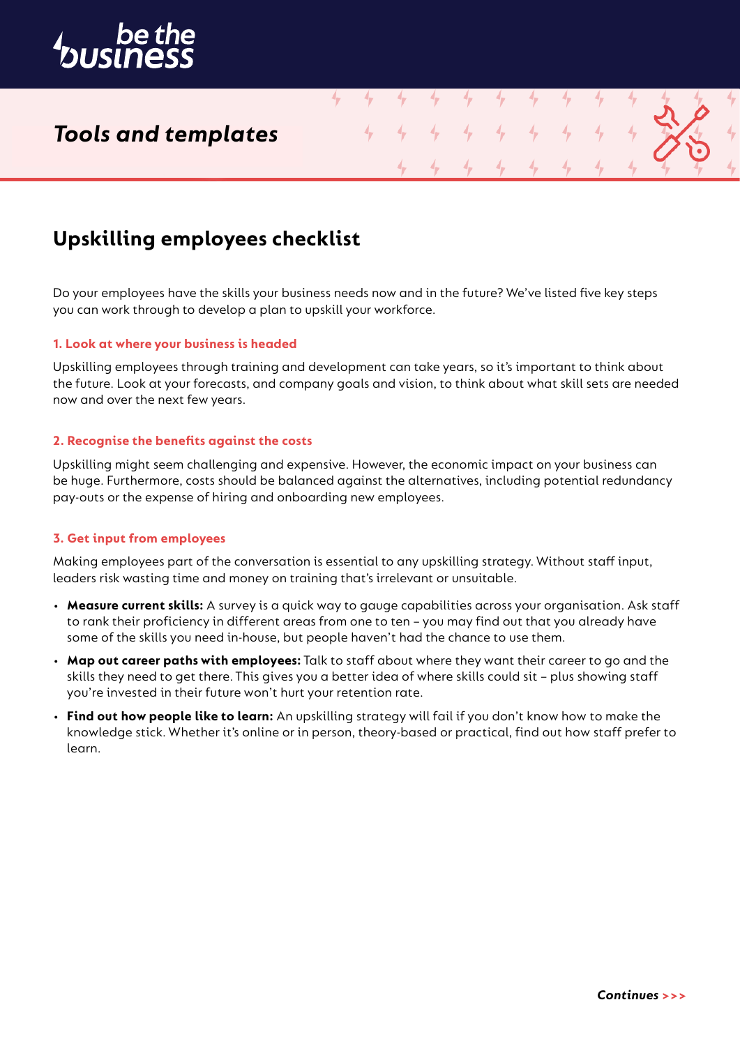# Tools and templates

## Upskilling employees checklist

Do your employees have the skills your business needs now and in the future? We've listed five key steps you can work through to develop a plan to upskill your workforce.

### 1. Look at where your business is headed

Upskilling employees through training and development can take years, so it's important to think about the future. Look at your forecasts, and company goals and vision, to think about what skill sets are needed now and over the next few years.

### 2. Recognise the benefits against the costs

Upskilling might seem challenging and expensive. However, the economic impact on your business can be huge. Furthermore, costs should be balanced against the alternatives, including potential redundancy pay-outs or the expense of hiring and onboarding new employees.

### 3. Get input from employees

Making employees part of the conversation is essential to any upskilling strategy. Without staff input, leaders risk wasting time and money on training that's irrelevant or unsuitable.

- **Measure current skills:** A survey is a quick way to gauge capabilities across your organisation. Ask staff to rank their proficiency in different areas from one to ten – you may find out that you already have some of the skills you need in-house, but people haven't had the chance to use them.
- **Map out career paths with employees:** Talk to staff about where they want their career to go and the skills they need to get there. This gives you a better idea of where skills could sit – plus showing staff you're invested in their future won't hurt your retention rate.
- **Find out how people like to learn:** An upskilling strategy will fail if you don't know how to make the knowledge stick. Whether it's online or in person, theory-based or practical, find out how staff prefer to learn.

*Continues >>>*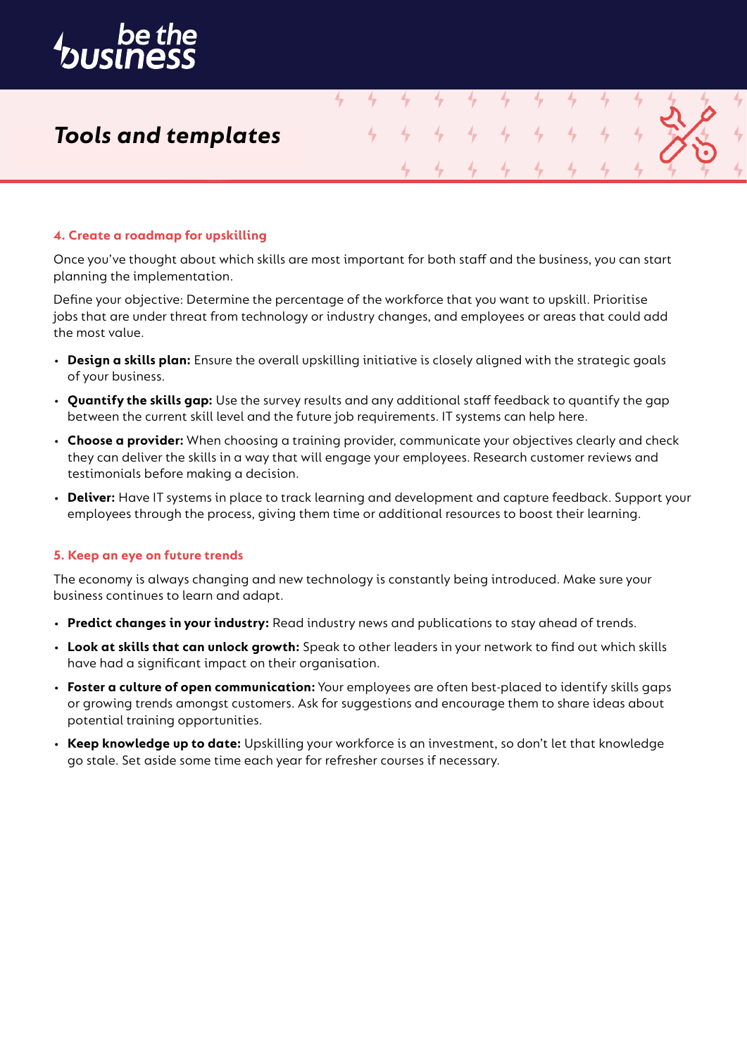## Tools and templates

### 4. Create a roadmap for upskilling

Once you've thought about which skills are most important for both staff and the business, you can start planning the implementation.

Define your objective: Determine the percentage of the workforce that you want to upskill. Prioritise jobs that are under threat from technology or industry changes, and employees or areas that could add the most value.

- **Design a skills plan:** Ensure the overall upskilling initiative is closely aligned with the strategic goals of your business.
- **Quantify the skills gap:** Use the survey results and any additional staff feedback to quantify the gap between the current skill level and the future job requirements. IT systems can help here.
- **Choose a provider:** When choosing a training provider, communicate your objectives clearly and check they can deliver the skills in a way that will engage your employees. Research customer reviews and testimonials before making a decision.
- **Deliver:** Have IT systems in place to track learning and development and capture feedback. Support your employees through the process, giving them time or additional resources to boost their learning.

### 5. Keep an eye on future trends

The economy is always changing and new technology is constantly being introduced. Make sure your business continues to learn and adapt.

- **Predict changes in your industry:** Read industry news and publications to stay ahead of trends.
- **Look at skills that can unlock growth:** Speak to other leaders in your network to find out which skills have had a significant impact on their organisation.
- **Foster a culture of open communication:** Your employees are often best-placed to identify skills gaps or growing trends amongst customers. Ask for suggestions and encourage them to share ideas about potential training opportunities.
- **Keep knowledge up to date:** Upskilling your workforce is an investment, so don't let that knowledge go stale. Set aside some time each year for refresher courses if necessary.